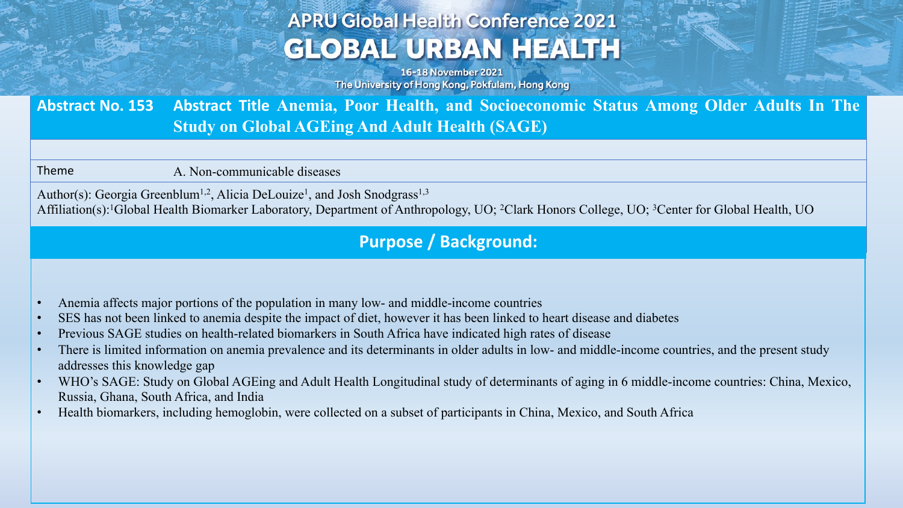APRU Global Health Conference 2021

# GLOBAL URBAN HEALTH

16-18 November 2021
The University of Hong Kong, Pokfulam, Hong Kong

**Abstract No. 153** **Abstract Title Anemia, Poor Health, and Socioeconomic Status Among Older Adults In The Study on Global AGEing And Adult Health (SAGE)**

Theme A. Non-communicable diseases

Author(s): Georgia Greenblum[1,2], Alicia DeLouize[1], and Josh Snodgrass[1,3]
Affiliation(s):[1]Global Health Biomarker Laboratory, Department of Anthropology, UO; [2]Clark Honors College, UO; [3]Center for Global Health, UO

## Purpose / Background:

- Anemia affects major portions of the population in many low- and middle-income countries
- SES has not been linked to anemia despite the impact of diet, however it has been linked to heart disease and diabetes
- Previous SAGE studies on health-related biomarkers in South Africa have indicated high rates of disease
- There is limited information on anemia prevalence and its determinants in older adults in low- and middle-income countries, and the present study addresses this knowledge gap
- WHO's SAGE: Study on Global AGEing and Adult Health Longitudinal study of determinants of aging in 6 middle-income countries: China, Mexico, Russia, Ghana, South Africa, and India
- Health biomarkers, including hemoglobin, were collected on a subset of participants in China, Mexico, and South Africa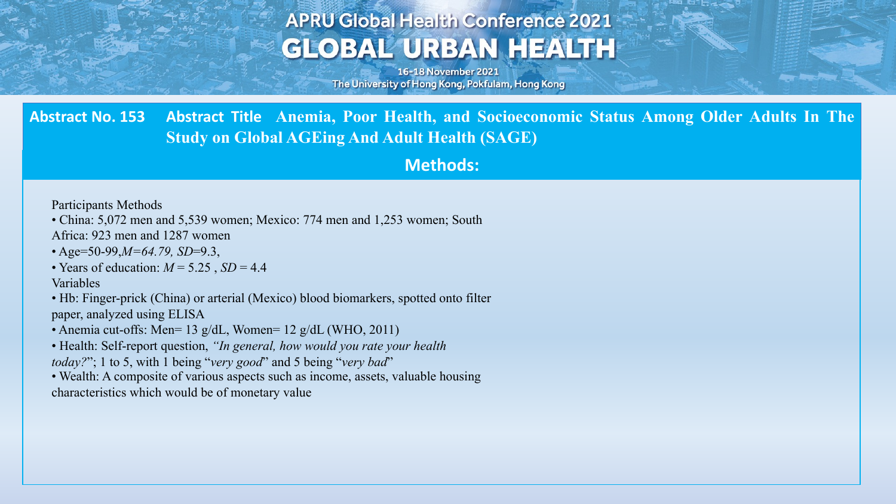**Abstract No. 153** **Abstract Title** **Anemia, Poor Health, and Socioeconomic Status Among Older Adults In The Study on Global AGEing And Adult Health (SAGE)**

## Methods:

Participants Methods

- China: 5,072 men and 5,539 women; Mexico: 774 men and 1,253 women; South Africa: 923 men and 1287 women
- Age=50-99, *M=64.79, SD*=9.3,
- Years of education: *M* = 5.25 , *SD* = 4.4

Variables

- Hb: Finger-prick (China) or arterial (Mexico) blood biomarkers, spotted onto filter paper, analyzed using ELISA
- Anemia cut-offs: Men= 13 g/dL, Women= 12 g/dL (WHO, 2011)
- Health: Self-report question, *"In general, how would you rate your health today?*"; 1 to 5, with 1 being "*very good*" and 5 being "*very bad*"
- Wealth: A composite of various aspects such as income, assets, valuable housing characteristics which would be of monetary value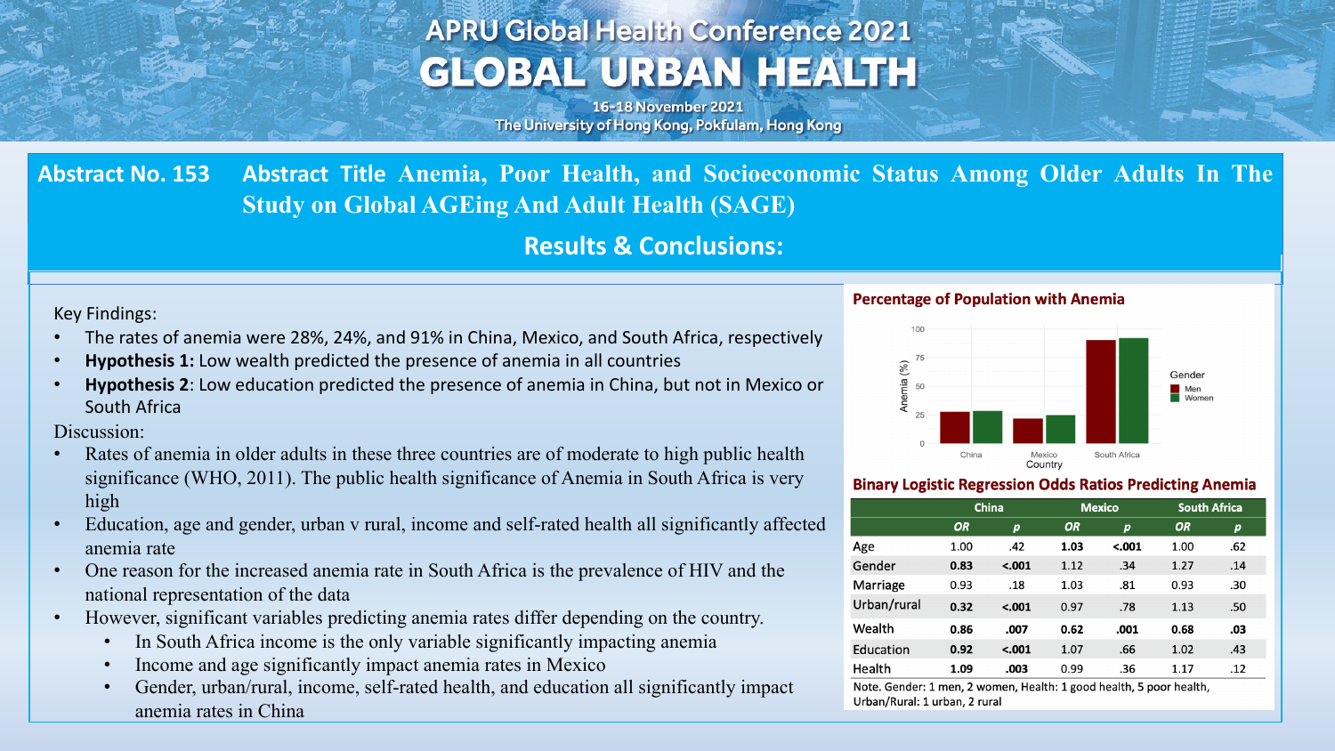APRU Global Health Conference 2021

# GLOBAL URBAN HEALTH

16-18 November 2021
The University of Hong Kong, Pokfulam, Hong Kong

## Abstract No. 153 Abstract Title Anemia, Poor Health, and Socioeconomic Status Among Older Adults In The Study on Global AGEing And Adult Health (SAGE)

## Results & Conclusions:

Key Findings:

- The rates of anemia were 28%, 24%, and 91% in China, Mexico, and South Africa, respectively
- **Hypothesis 1:** Low wealth predicted the presence of anemia in all countries
- **Hypothesis 2**: Low education predicted the presence of anemia in China, but not in Mexico or South Africa

Discussion:

- Rates of anemia in older adults in these three countries are of moderate to high public health significance (WHO, 2011). The public health significance of Anemia in South Africa is very high
- Education, age and gender, urban v rural, income and self-rated health all significantly affected anemia rate
- One reason for the increased anemia rate in South Africa is the prevalence of HIV and the national representation of the data
- However, significant variables predicting anemia rates differ depending on the country.
  - In South Africa income is the only variable significantly impacting anemia
  - Income and age significantly impact anemia rates in Mexico
  - Gender, urban/rural, income, self-rated health, and education all significantly impact anemia rates in China

**Percentage of Population with Anemia**

Anemia (%)
100
75
50
25
0
China
Mexico
South Africa
Country
Gender
Men
Women

**Binary Logistic Regression Odds Ratios Predicting Anemia**

| | China | | Mexico | | South Africa | |
|---|---|---|---|---|---|---|
| | *OR* | *p* | *OR* | *p* | *OR* | *p* |
| Age | 1.00 | .42 | **1.03** | **<.001** | 1.00 | .62 |
| Gender | **0.83** | **<.001** | 1.12 | .34 | 1.27 | .14 |
| Marriage | 0.93 | .18 | 1.03 | .81 | 0.93 | .30 |
| Urban/rural | **0.32** | **<.001** | 0.97 | .78 | 1.13 | .50 |
| Wealth | **0.86** | **.007** | **0.62** | **.001** | **0.68** | **.03** |
| Education | **0.92** | **<.001** | 1.07 | .66 | 1.02 | .43 |
| Health | **1.09** | **.003** | 0.99 | .36 | 1.17 | .12 |

Note. Gender: 1 men, 2 women, Health: 1 good health, 5 poor health, Urban/Rural: 1 urban, 2 rural